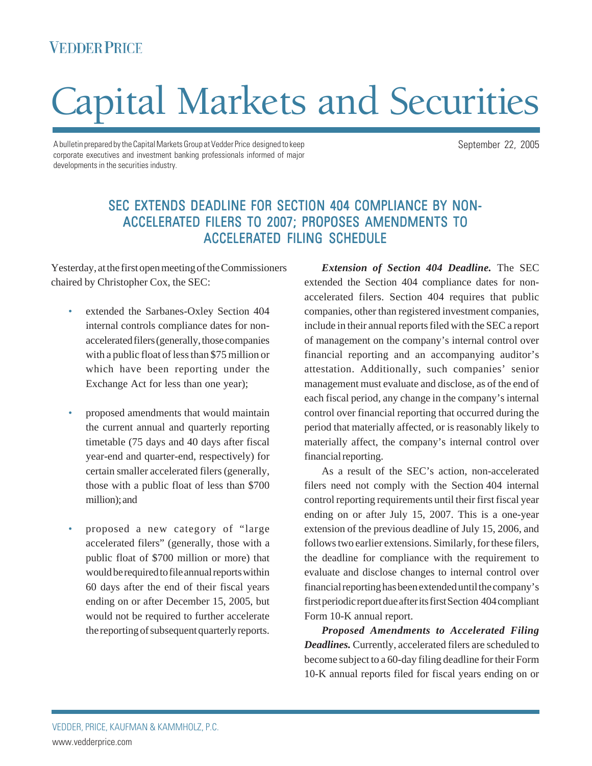VEDDER PRICE

# Capital Markets and Securities

A bulletin prepared by the Capital Markets Group at Vedder Price designed to keep corporate executives and investment banking professionals informed of major developments in the securities industry.

September 22, 2005

## SEC EXTENDS DEADLINE FOR SECTION 404 COMPLIANCE BY NON-ACCELERATED FILERS TO 2007; PROPOSES AMENDMENTS TO ACCELERATED FILING SCHEDULE

Yesterday, at the first open meeting of the Commissioners chaired by Christopher Cox, the SEC:

- extended the Sarbanes-Oxley Section 404 internal controls compliance dates for non-accelerated filers (generally, those companies with a public float of less than $75 million or which have been reporting under the Exchange Act for less than one year);
- proposed amendments that would maintain the current annual and quarterly reporting timetable (75 days and 40 days after fiscal year-end and quarter-end, respectively) for certain smaller accelerated filers (generally, those with a public float of less than $700 million); and
- proposed a new category of "large accelerated filers" (generally, those with a public float of $700 million or more) that would be required to file annual reports within 60 days after the end of their fiscal years ending on or after December 15, 2005, but would not be required to further accelerate the reporting of subsequent quarterly reports.

***Extension of Section 404 Deadline.*** The SEC extended the Section 404 compliance dates for non-accelerated filers. Section 404 requires that public companies, other than registered investment companies, include in their annual reports filed with the SEC a report of management on the company's internal control over financial reporting and an accompanying auditor's attestation. Additionally, such companies' senior management must evaluate and disclose, as of the end of each fiscal period, any change in the company's internal control over financial reporting that occurred during the period that materially affected, or is reasonably likely to materially affect, the company's internal control over financial reporting.

As a result of the SEC's action, non-accelerated filers need not comply with the Section 404 internal control reporting requirements until their first fiscal year ending on or after July 15, 2007. This is a one-year extension of the previous deadline of July 15, 2006, and follows two earlier extensions. Similarly, for these filers, the deadline for compliance with the requirement to evaluate and disclose changes to internal control over financial reporting has been extended until the company's first periodic report due after its first Section 404 compliant Form 10-K annual report.

***Proposed Amendments to Accelerated Filing Deadlines.*** Currently, accelerated filers are scheduled to become subject to a 60-day filing deadline for their Form 10-K annual reports filed for fiscal years ending on or

VEDDER, PRICE, KAUFMAN & KAMMHOLZ, P.C.
www.vedderprice.com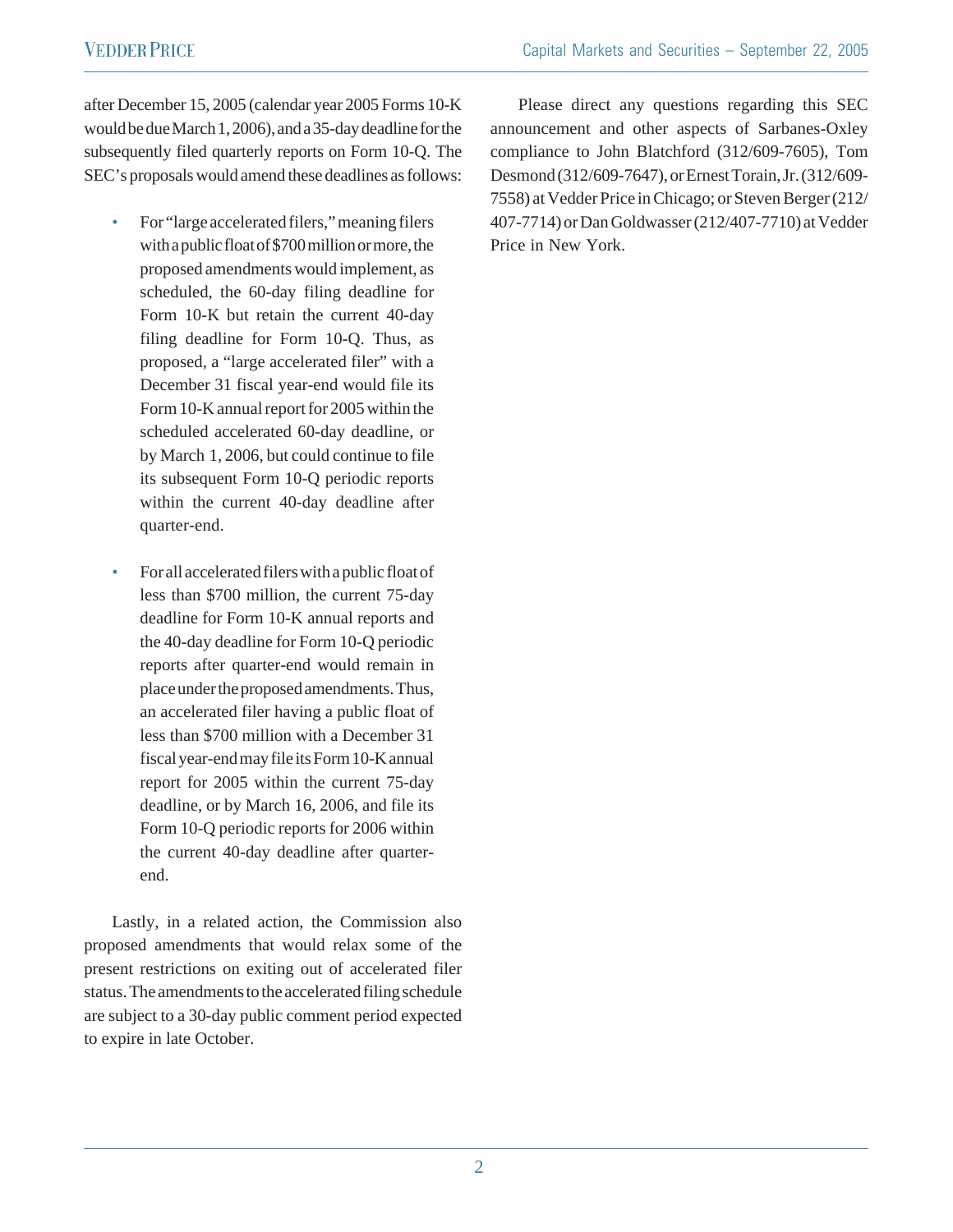after December 15, 2005 (calendar year 2005 Forms 10-K would be due March 1, 2006), and a 35-day deadline for the subsequently filed quarterly reports on Form 10-Q. The SEC's proposals would amend these deadlines as follows:

- For "large accelerated filers," meaning filers with a public float of $700 million or more, the proposed amendments would implement, as scheduled, the 60-day filing deadline for Form 10-K but retain the current 40-day filing deadline for Form 10-Q. Thus, as proposed, a "large accelerated filer" with a December 31 fiscal year-end would file its Form 10-K annual report for 2005 within the scheduled accelerated 60-day deadline, or by March 1, 2006, but could continue to file its subsequent Form 10-Q periodic reports within the current 40-day deadline after quarter-end.

- For all accelerated filers with a public float of less than $700 million, the current 75-day deadline for Form 10-K annual reports and the 40-day deadline for Form 10-Q periodic reports after quarter-end would remain in place under the proposed amendments. Thus, an accelerated filer having a public float of less than $700 million with a December 31 fiscal year-end may file its Form 10-K annual report for 2005 within the current 75-day deadline, or by March 16, 2006, and file its Form 10-Q periodic reports for 2006 within the current 40-day deadline after quarter-end.

Lastly, in a related action, the Commission also proposed amendments that would relax some of the present restrictions on exiting out of accelerated filer status. The amendments to the accelerated filing schedule are subject to a 30-day public comment period expected to expire in late October.

Please direct any questions regarding this SEC announcement and other aspects of Sarbanes-Oxley compliance to John Blatchford (312/609-7605), Tom Desmond (312/609-7647), or Ernest Torain, Jr. (312/609-7558) at Vedder Price in Chicago; or Steven Berger (212/407-7714) or Dan Goldwasser (212/407-7710) at Vedder Price in New York.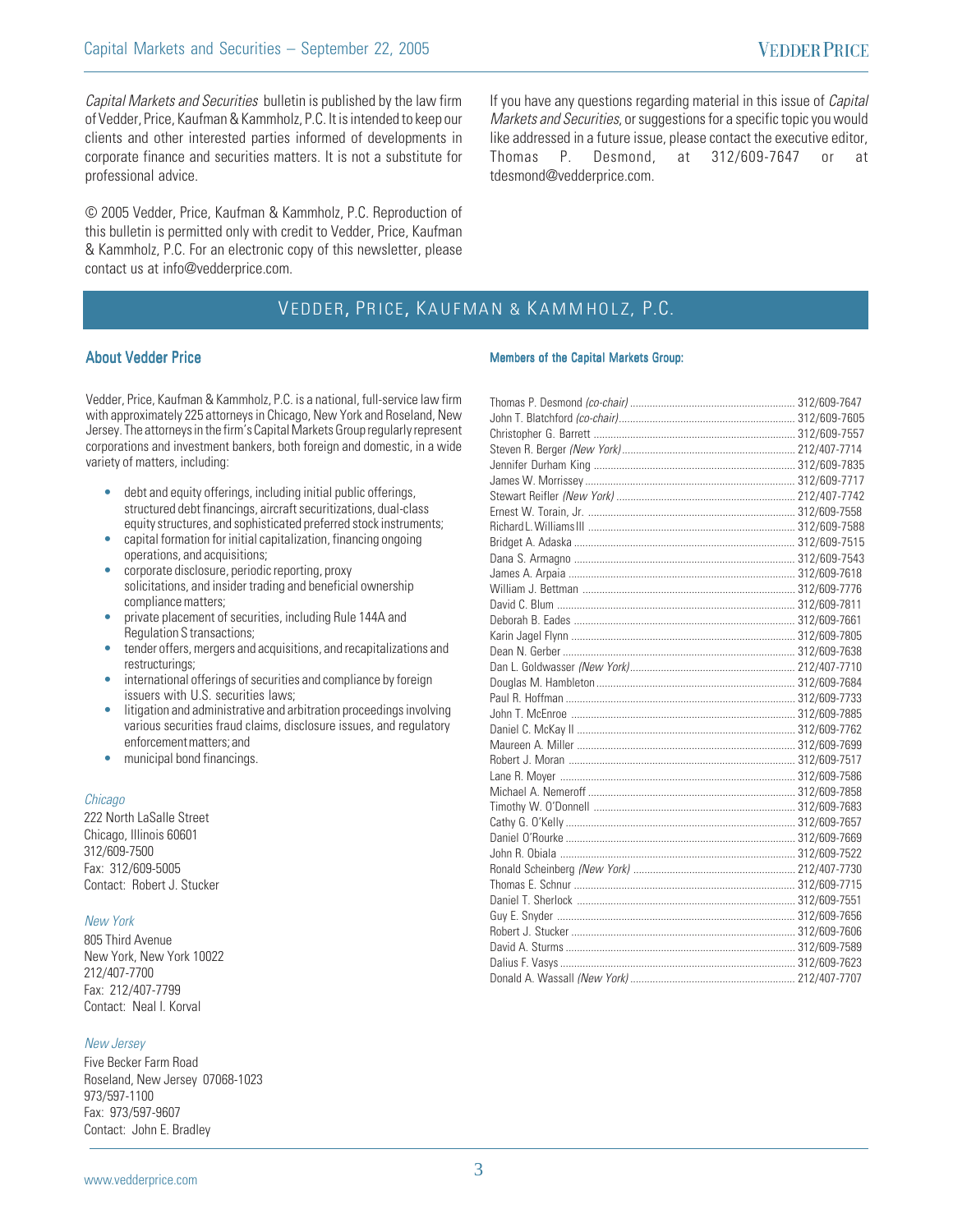*Capital Markets and Securities* bulletin is published by the law firm of Vedder, Price, Kaufman & Kammholz, P.C. It is intended to keep our clients and other interested parties informed of developments in corporate finance and securities matters. It is not a substitute for professional advice.

© 2005 Vedder, Price, Kaufman & Kammholz, P.C. Reproduction of this bulletin is permitted only with credit to Vedder, Price, Kaufman & Kammholz, P.C. For an electronic copy of this newsletter, please contact us at info@vedderprice.com.

If you have any questions regarding material in this issue of *Capital Markets and Securities*, or suggestions for a specific topic you would like addressed in a future issue, please contact the executive editor, Thomas P. Desmond, at 312/609-7647 or at tdesmond@vedderprice.com.

# VEDDER, PRICE, KAUFMAN & KAMMHOLZ, P.C.

## About Vedder Price

Vedder, Price, Kaufman & Kammholz, P.C. is a national, full-service law firm with approximately 225 attorneys in Chicago, New York and Roseland, New Jersey. The attorneys in the firm's Capital Markets Group regularly represent corporations and investment bankers, both foreign and domestic, in a wide variety of matters, including:

- debt and equity offerings, including initial public offerings, structured debt financings, aircraft securitizations, dual-class equity structures, and sophisticated preferred stock instruments;
- capital formation for initial capitalization, financing ongoing operations, and acquisitions;
- corporate disclosure, periodic reporting, proxy solicitations, and insider trading and beneficial ownership compliance matters;
- private placement of securities, including Rule 144A and Regulation S transactions;
- tender offers, mergers and acquisitions, and recapitalizations and restructurings;
- international offerings of securities and compliance by foreign issuers with U.S. securities laws;
- litigation and administrative and arbitration proceedings involving various securities fraud claims, disclosure issues, and regulatory enforcement matters; and
- municipal bond financings.

*Chicago*
222 North LaSalle Street
Chicago, Illinois 60601
312/609-7500
Fax: 312/609-5005
Contact: Robert J. Stucker

*New York*
805 Third Avenue
New York, New York 10022
212/407-7700
Fax: 212/407-7799
Contact: Neal I. Korval

*New Jersey*
Five Becker Farm Road
Roseland, New Jersey 07068-1023
973/597-1100
Fax: 973/597-9607
Contact: John E. Bradley

### Members of the Capital Markets Group:

| | |
|---|---|
| Thomas P. Desmond *(co-chair)* | 312/609-7647 |
| John T. Blatchford *(co-chair)* | 312/609-7605 |
| Christopher G. Barrett | 312/609-7557 |
| Steven R. Berger *(New York)* | 212/407-7714 |
| Jennifer Durham King | 312/609-7835 |
| James W. Morrissey | 312/609-7717 |
| Stewart Reifler *(New York)* | 212/407-7742 |
| Ernest W. Torain, Jr. | 312/609-7558 |
| Richard L. Williams III | 312/609-7588 |
| Bridget A. Adaska | 312/609-7515 |
| Dana S. Armagno | 312/609-7543 |
| James A. Arpaia | 312/609-7618 |
| William J. Bettman | 312/609-7776 |
| David C. Blum | 312/609-7811 |
| Deborah B. Eades | 312/609-7661 |
| Karin Jagel Flynn | 312/609-7805 |
| Dean N. Gerber | 312/609-7638 |
| Dan L. Goldwasser *(New York)* | 212/407-7710 |
| Douglas M. Hambleton | 312/609-7684 |
| Paul R. Hoffman | 312/609-7733 |
| John T. McEnroe | 312/609-7885 |
| Daniel C. McKay II | 312/609-7762 |
| Maureen A. Miller | 312/609-7699 |
| Robert J. Moran | 312/609-7517 |
| Lane R. Moyer | 312/609-7586 |
| Michael A. Nemeroff | 312/609-7858 |
| Timothy W. O'Donnell | 312/609-7683 |
| Cathy G. O'Kelly | 312/609-7657 |
| Daniel O'Rourke | 312/609-7669 |
| John R. Obiala | 312/609-7522 |
| Ronald Scheinberg *(New York)* | 212/407-7730 |
| Thomas E. Schnur | 312/609-7715 |
| Daniel T. Sherlock | 312/609-7551 |
| Guy E. Snyder | 312/609-7656 |
| Robert J. Stucker | 312/609-7606 |
| David A. Sturms | 312/609-7589 |
| Dalius F. Vasys | 312/609-7623 |
| Donald A. Wassall *(New York)* | 212/407-7707 |